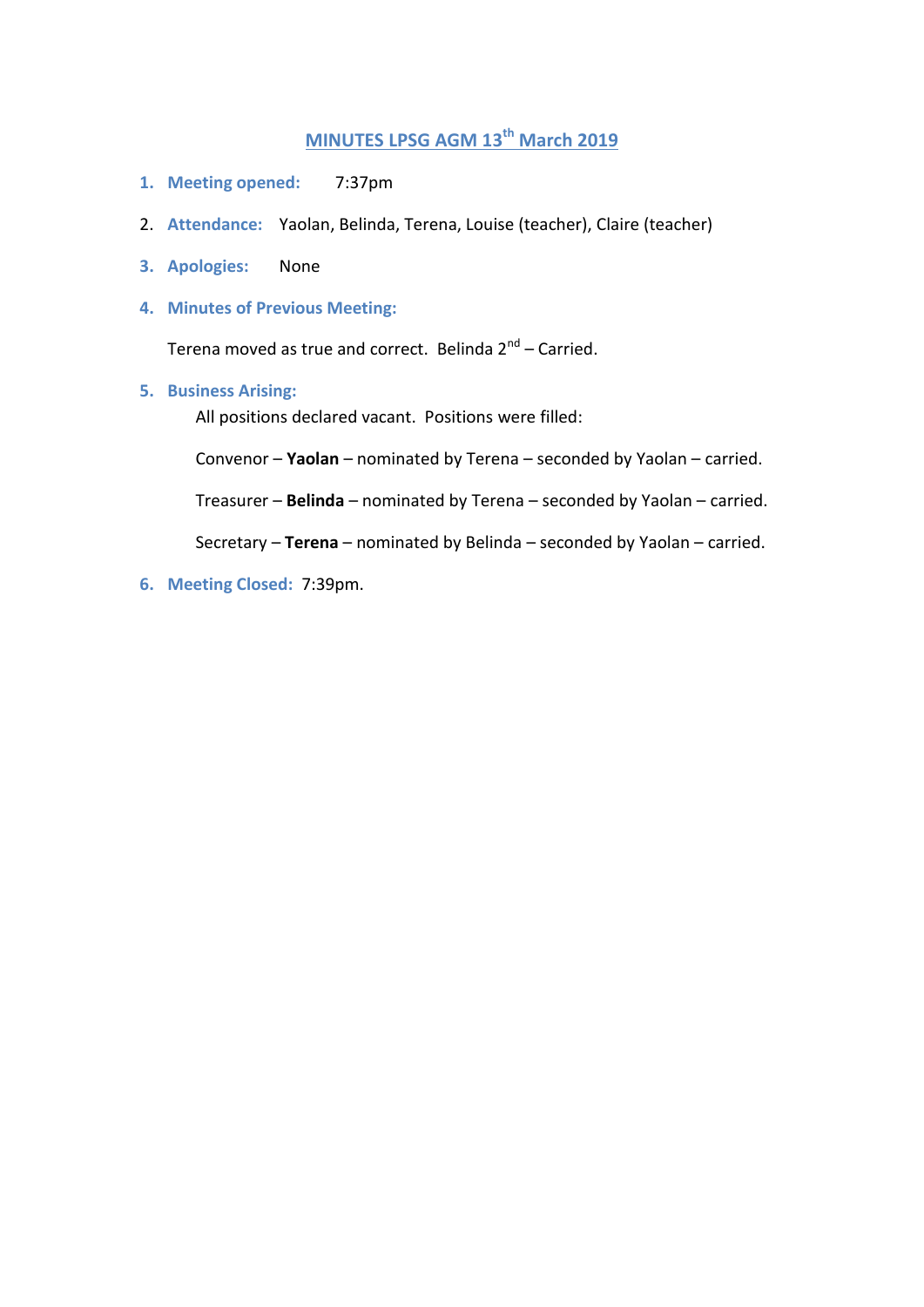# MINUTES LPSG AGM 13th March 2019

1. **Meeting opened:** 7:37pm
2. **Attendance:** Yaolan, Belinda, Terena, Louise (teacher), Claire (teacher)
3. **Apologies:** None
4. **Minutes of Previous Meeting:**

   Terena moved as true and correct. Belinda 2nd – Carried.

5. **Business Arising:**

   All positions declared vacant. Positions were filled:

   Convenor – **Yaolan** – nominated by Terena – seconded by Yaolan – carried.

   Treasurer – **Belinda** – nominated by Terena – seconded by Yaolan – carried.

   Secretary – **Terena** – nominated by Belinda – seconded by Yaolan – carried.

6. **Meeting Closed:** 7:39pm.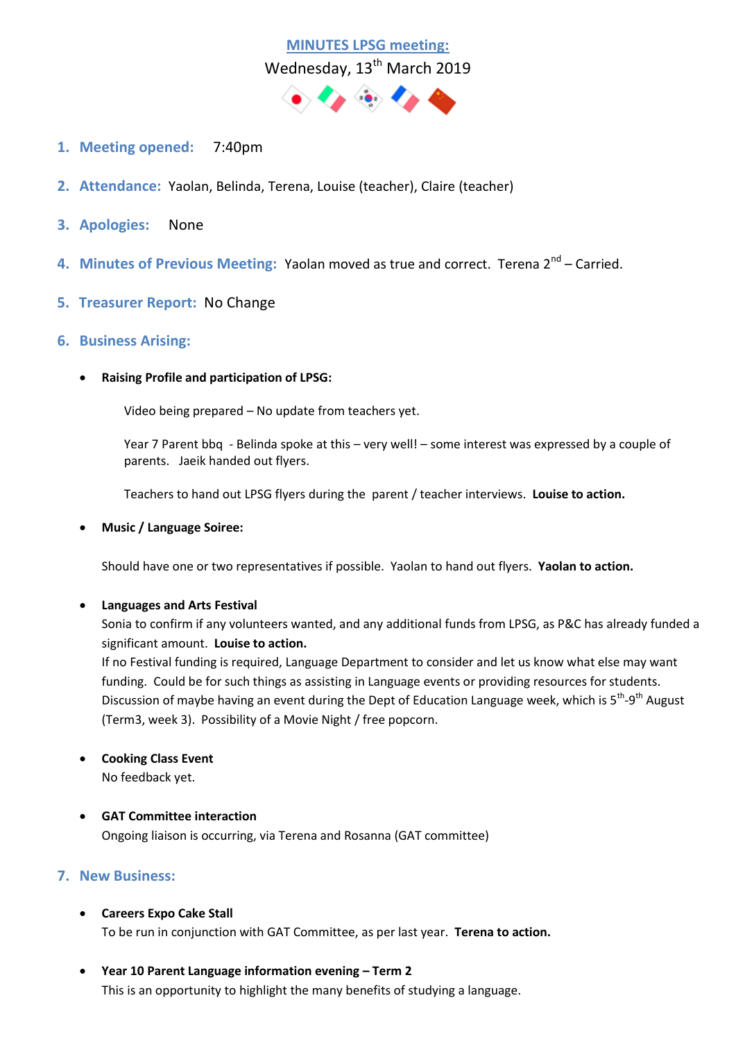# MINUTES LPSG meeting:

Wednesday, 13th March 2019

1. **Meeting opened:** 7:40pm

2. **Attendance:** Yaolan, Belinda, Terena, Louise (teacher), Claire (teacher)

3. **Apologies:** None

4. **Minutes of Previous Meeting:** Yaolan moved as true and correct. Terena 2nd – Carried.

5. **Treasurer Report:** No Change

6. **Business Arising:**

   - **Raising Profile and participation of LPSG:**

     Video being prepared – No update from teachers yet.

     Year 7 Parent bbq - Belinda spoke at this – very well! – some interest was expressed by a couple of parents. Jaeik handed out flyers.

     Teachers to hand out LPSG flyers during the parent / teacher interviews. **Louise to action.**

   - **Music / Language Soiree:**

     Should have one or two representatives if possible. Yaolan to hand out flyers. **Yaolan to action.**

   - **Languages and Arts Festival**

     Sonia to confirm if any volunteers wanted, and any additional funds from LPSG, as P&C has already funded a significant amount. **Louise to action.**

     If no Festival funding is required, Language Department to consider and let us know what else may want funding. Could be for such things as assisting in Language events or providing resources for students. Discussion of maybe having an event during the Dept of Education Language week, which is 5th-9th August (Term3, week 3). Possibility of a Movie Night / free popcorn.

   - **Cooking Class Event**

     No feedback yet.

   - **GAT Committee interaction**

     Ongoing liaison is occurring, via Terena and Rosanna (GAT committee)

7. **New Business:**

   - **Careers Expo Cake Stall**

     To be run in conjunction with GAT Committee, as per last year. **Terena to action.**

   - **Year 10 Parent Language information evening – Term 2**

     This is an opportunity to highlight the many benefits of studying a language.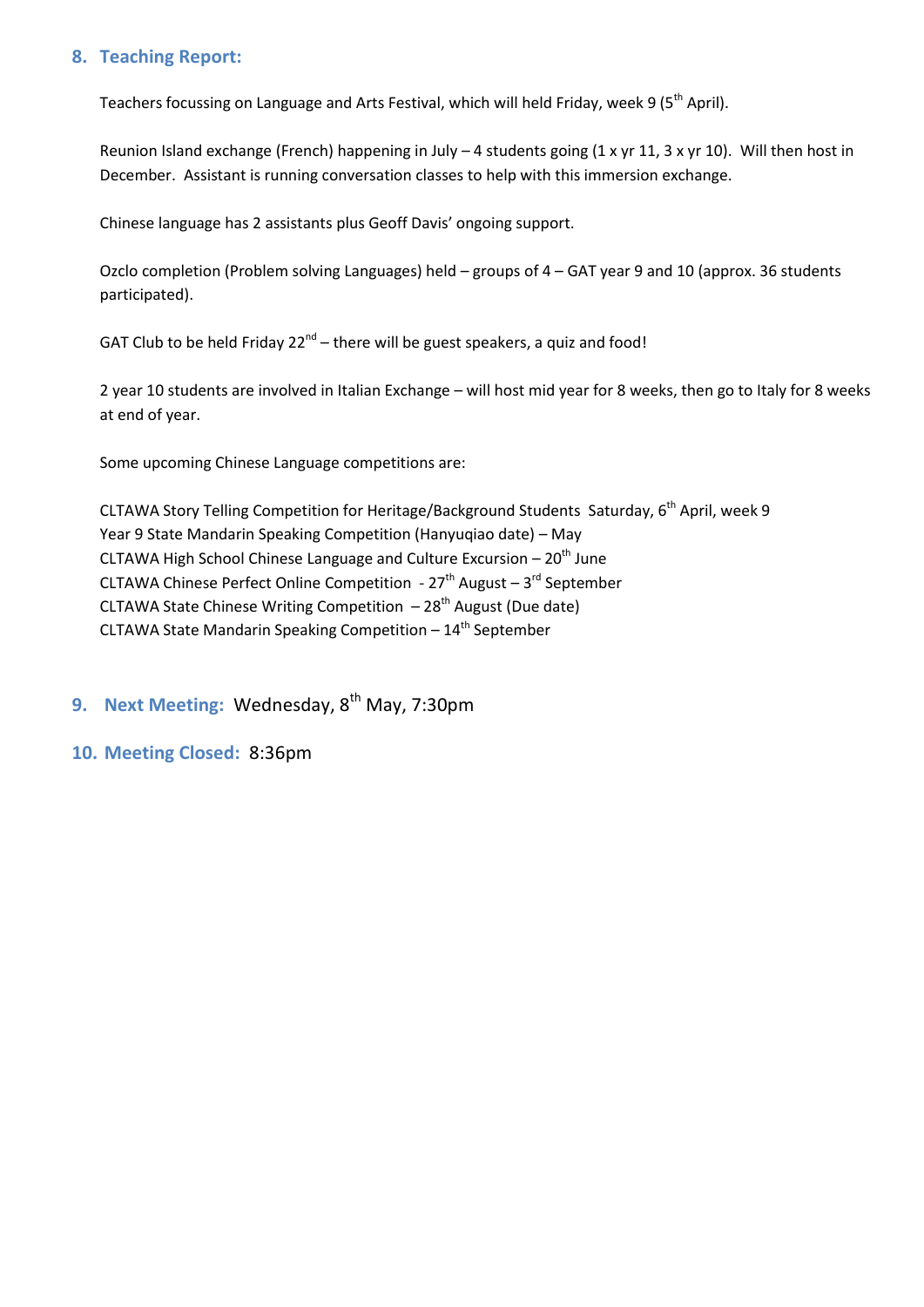## 8. Teaching Report:

Teachers focussing on Language and Arts Festival, which will held Friday, week 9 (5th April).

Reunion Island exchange (French) happening in July – 4 students going (1 x yr 11, 3 x yr 10). Will then host in December. Assistant is running conversation classes to help with this immersion exchange.

Chinese language has 2 assistants plus Geoff Davis' ongoing support.

Ozclo completion (Problem solving Languages) held – groups of 4 – GAT year 9 and 10 (approx. 36 students participated).

GAT Club to be held Friday 22nd – there will be guest speakers, a quiz and food!

2 year 10 students are involved in Italian Exchange – will host mid year for 8 weeks, then go to Italy for 8 weeks at end of year.

Some upcoming Chinese Language competitions are:

CLTAWA Story Telling Competition for Heritage/Background Students Saturday, 6th April, week 9
Year 9 State Mandarin Speaking Competition (Hanyuqiao date) – May
CLTAWA High School Chinese Language and Culture Excursion – 20th June
CLTAWA Chinese Perfect Online Competition - 27th August – 3rd September
CLTAWA State Chinese Writing Competition – 28th August (Due date)
CLTAWA State Mandarin Speaking Competition – 14th September

## 9. Next Meeting: Wednesday, 8th May, 7:30pm

## 10. Meeting Closed: 8:36pm